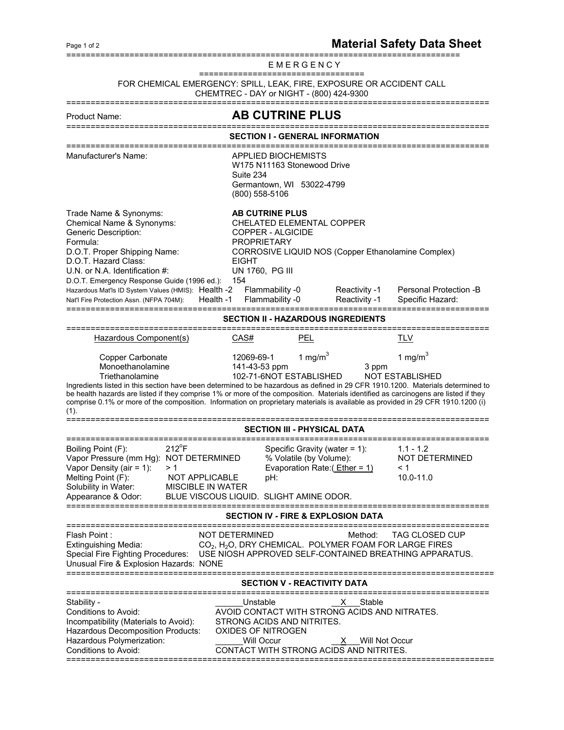# Material Safety Data Sheet

## EMERGENCY

FOR CHEMICAL EMERGENCY: SPILL, LEAK, FIRE, EXPOSURE OR ACCIDENT CALL
CHEMTREC - DAY or NIGHT - (800) 424-9300

**Product Name: AB CUTRINE PLUS**

## SECTION I - GENERAL INFORMATION

Manufacturer's Name: APPLIED BIOCHEMISTS
W175 N11163 Stonewood Drive
Suite 234
Germantown, WI 53022-4799
(800) 558-5106

Trade Name & Synonyms: **AB CUTRINE PLUS**
Chemical Name & Synonyms: CHELATED ELEMENTAL COPPER
Generic Description: COPPER - ALGICIDE
Formula: PROPRIETARY
D.O.T. Proper Shipping Name: CORROSIVE LIQUID NOS (Copper Ethanolamine Complex)
D.O.T. Hazard Class: EIGHT
U.N. or N.A. Identification #: UN 1760, PG III
D.O.T. Emergency Response Guide (1996 ed.): 154

| | Health | Flammability | Reactivity | |
|---|---|---|---|---|
| Hazardous Mat'ls ID System Values (HMIS): | Health -2 | Flammability -0 | Reactivity -1 | Personal Protection -B |
| Nat'l Fire Protection Assn. (NFPA 704M): | Health -1 | Flammability -0 | Reactivity -1 | Specific Hazard: |

## SECTION II - HAZARDOUS INGREDIENTS

| Hazardous Component(s) | CAS# | PEL | TLV |
|---|---|---|---|
| Copper Carbonate | 12069-69-1 | 1 $mg/m^3$ | 1 $mg/m^3$ |
| Monoethanolamine | 141-43-5 | 3 ppm | 3 ppm |
| Triethanolamine | 102-71-6 | NOT ESTABLISHED | NOT ESTABLISHED |

Ingredients listed in this section have been determined to be hazardous as defined in 29 CFR 1910.1200. Materials determined to be health hazards are listed if they comprise 1% or more of the composition. Materials identified as carcinogens are listed if they comprise 0.1% or more of the composition. Information on proprietary materials is available as provided in 29 CFR 1910.1200 (i) (1).

## SECTION III - PHYSICAL DATA

| | | | |
|---|---|---|---|
| Boiling Point (F): | 212°F | Specific Gravity (water = 1): | 1.1 - 1.2 |
| Vapor Pressure (mm Hg): | NOT DETERMINED | % Volatile (by Volume): | NOT DETERMINED |
| Vapor Density (air = 1): | > 1 | Evaporation Rate:( Ether = 1) | < 1 |
| Melting Point (F): | NOT APPLICABLE | pH: | 10.0-11.0 |
| Solubility in Water: | MISCIBLE IN WATER | | |

Appearance & Odor: BLUE VISCOUS LIQUID. SLIGHT AMINE ODOR.

## SECTION IV - FIRE & EXPLOSION DATA

Flash Point : NOT DETERMINED Method: TAG CLOSED CUP
Extinguishing Media: $CO_2$, $H_2O$, DRY CHEMICAL. POLYMER FOAM FOR LARGE FIRES
Special Fire Fighting Procedures: USE NIOSH APPROVED SELF-CONTAINED BREATHING APPARATUS.
Unusual Fire & Explosion Hazards: NONE

## SECTION V - REACTIVITY DATA

Stability - ______Unstable __X__Stable
Conditions to Avoid: AVOID CONTACT WITH STRONG ACIDS AND NITRATES.
Incompatibility (Materials to Avoid): STRONG ACIDS AND NITRITES.
Hazardous Decomposition Products: OXIDES OF NITROGEN
Hazardous Polymerization: ______Will Occur __X__Will Not Occur
Conditions to Avoid: CONTACT WITH STRONG ACIDS AND NITRITES.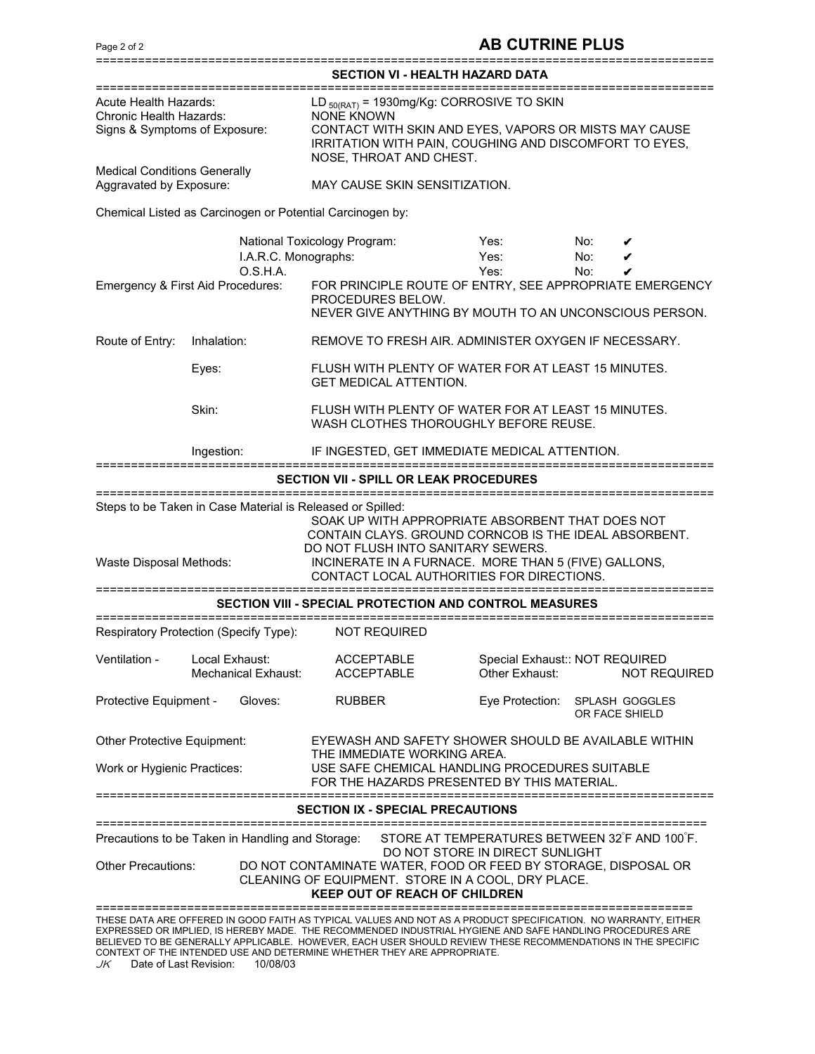## SECTION VI - HEALTH HAZARD DATA

| | |
|---|---|
| Acute Health Hazards: | $LD_{50(RAT)}$ = 1930mg/Kg: CORROSIVE TO SKIN |
| Chronic Health Hazards: | NONE KNOWN |
| Signs & Symptoms of Exposure: | CONTACT WITH SKIN AND EYES, VAPORS OR MISTS MAY CAUSE IRRITATION WITH PAIN, COUGHING AND DISCOMFORT TO EYES, NOSE, THROAT AND CHEST. |
| Medical Conditions Generally Aggravated by Exposure: | MAY CAUSE SKIN SENSITIZATION. |

Chemical Listed as Carcinogen or Potential Carcinogen by:

| | Yes: | No: |
|---|---|---|
| National Toxicology Program: | | ✔ |
| I.A.R.C. Monographs: | | ✔ |
| O.S.H.A. | | ✔ |

Emergency & First Aid Procedures: FOR PRINCIPLE ROUTE OF ENTRY, SEE APPROPRIATE EMERGENCY PROCEDURES BELOW.
NEVER GIVE ANYTHING BY MOUTH TO AN UNCONSCIOUS PERSON.

| Route of Entry: | | |
|---|---|---|
| | Inhalation: | REMOVE TO FRESH AIR. ADMINISTER OXYGEN IF NECESSARY. |
| | Eyes: | FLUSH WITH PLENTY OF WATER FOR AT LEAST 15 MINUTES. GET MEDICAL ATTENTION. |
| | Skin: | FLUSH WITH PLENTY OF WATER FOR AT LEAST 15 MINUTES. WASH CLOTHES THOROUGHLY BEFORE REUSE. |
| | Ingestion: | IF INGESTED, GET IMMEDIATE MEDICAL ATTENTION. |

## SECTION VII - SPILL OR LEAK PROCEDURES

Steps to be Taken in Case Material is Released or Spilled:
SOAK UP WITH APPROPRIATE ABSORBENT THAT DOES NOT CONTAIN CLAYS. GROUND CORNCOB IS THE IDEAL ABSORBENT. DO NOT FLUSH INTO SANITARY SEWERS.

Waste Disposal Methods: INCINERATE IN A FURNACE. MORE THAN 5 (FIVE) GALLONS, CONTACT LOCAL AUTHORITIES FOR DIRECTIONS.

## SECTION VIII - SPECIAL PROTECTION AND CONTROL MEASURES

Respiratory Protection (Specify Type): NOT REQUIRED

| | | | | |
|---|---|---|---|---|
| Ventilation - | Local Exhaust: | ACCEPTABLE | Special Exhaust:: | NOT REQUIRED |
| | Mechanical Exhaust: | ACCEPTABLE | Other Exhaust: | NOT REQUIRED |
| Protective Equipment - | Gloves: | RUBBER | Eye Protection: | SPLASH GOGGLES OR FACE SHIELD |

Other Protective Equipment: EYEWASH AND SAFETY SHOWER SHOULD BE AVAILABLE WITHIN THE IMMEDIATE WORKING AREA.

Work or Hygienic Practices: USE SAFE CHEMICAL HANDLING PROCEDURES SUITABLE FOR THE HAZARDS PRESENTED BY THIS MATERIAL.

## SECTION IX - SPECIAL PRECAUTIONS

Precautions to be Taken in Handling and Storage: STORE AT TEMPERATURES BETWEEN 32°F AND 100°F. DO NOT STORE IN DIRECT SUNLIGHT

Other Precautions: DO NOT CONTAMINATE WATER, FOOD OR FEED BY STORAGE, DISPOSAL OR CLEANING OF EQUIPMENT. STORE IN A COOL, DRY PLACE.

**KEEP OUT OF REACH OF CHILDREN**

THESE DATA ARE OFFERED IN GOOD FAITH AS TYPICAL VALUES AND NOT AS A PRODUCT SPECIFICATION. NO WARRANTY, EITHER EXPRESSED OR IMPLIED, IS HEREBY MADE. THE RECOMMENDED INDUSTRIAL HYGIENE AND SAFE HANDLING PROCEDURES ARE BELIEVED TO BE GENERALLY APPLICABLE. HOWEVER, EACH USER SHOULD REVIEW THESE RECOMMENDATIONS IN THE SPECIFIC CONTEXT OF THE INTENDED USE AND DETERMINE WHETHER THEY ARE APPROPRIATE.

JK Date of Last Revision: 10/08/03